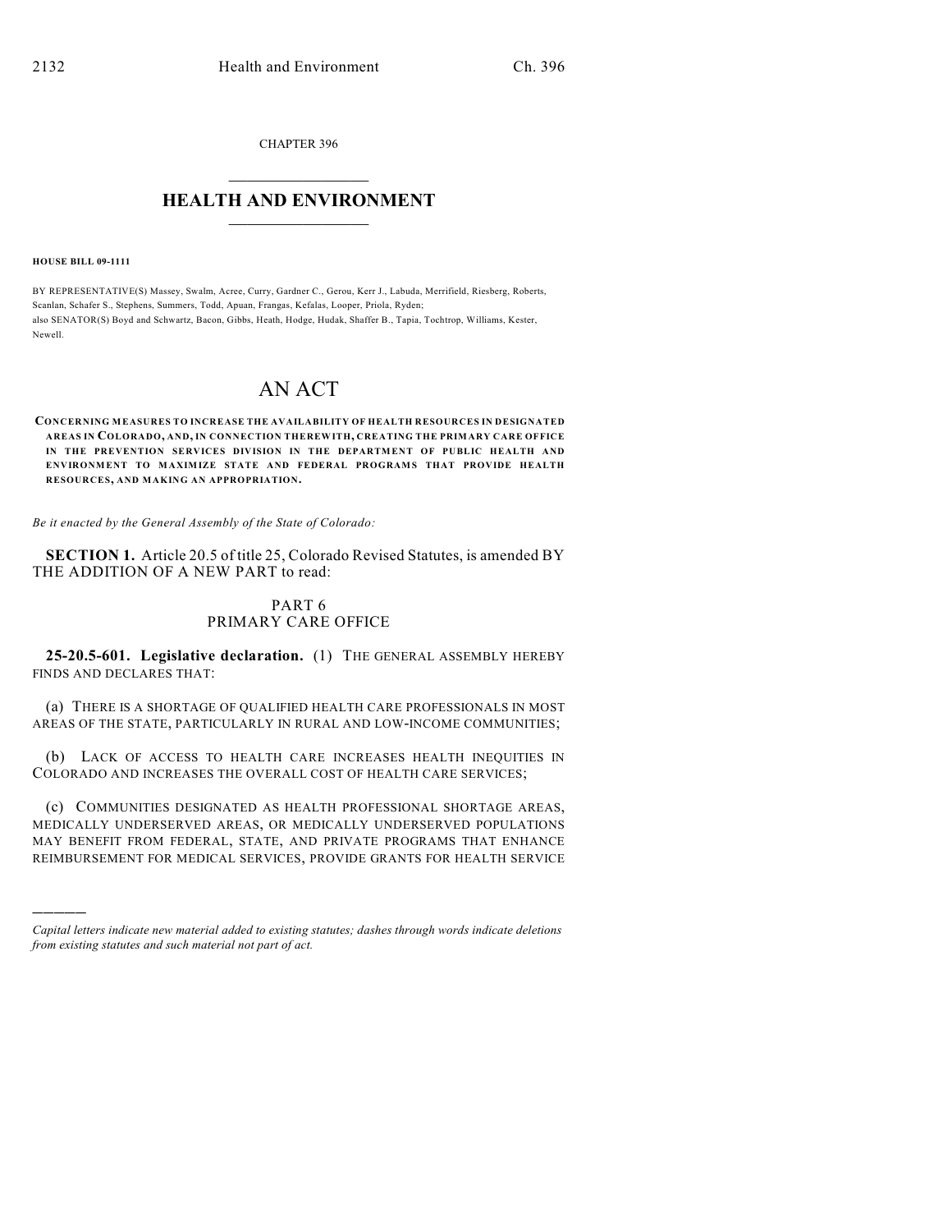CHAPTER 396

# HEALTH AND ENVIRONMENT

**HOUSE BILL 09-1111**

BY REPRESENTATIVE(S) Massey, Swalm, Acree, Curry, Gardner C., Gerou, Kerr J., Labuda, Merrifield, Riesberg, Roberts, Scanlan, Schafer S., Stephens, Summers, Todd, Apuan, Frangas, Kefalas, Looper, Priola, Ryden;
also SENATOR(S) Boyd and Schwartz, Bacon, Gibbs, Heath, Hodge, Hudak, Shaffer B., Tapia, Tochtrop, Williams, Kester, Newell.

# AN ACT

**CONCERNING MEASURES TO INCREASE THE AVAILABILITY OF HEALTH RESOURCES IN DESIGNATED AREAS IN COLORADO, AND, IN CONNECTION THEREWITH, CREATING THE PRIMARY CARE OFFICE IN THE PREVENTION SERVICES DIVISION IN THE DEPARTMENT OF PUBLIC HEALTH AND ENVIRONMENT TO MAXIMIZE STATE AND FEDERAL PROGRAMS THAT PROVIDE HEALTH RESOURCES, AND MAKING AN APPROPRIATION.**

*Be it enacted by the General Assembly of the State of Colorado:*

**SECTION 1.** Article 20.5 of title 25, Colorado Revised Statutes, is amended BY THE ADDITION OF A NEW PART to read:

PART 6
PRIMARY CARE OFFICE

**25-20.5-601. Legislative declaration.** (1) THE GENERAL ASSEMBLY HEREBY FINDS AND DECLARES THAT:

(a) THERE IS A SHORTAGE OF QUALIFIED HEALTH CARE PROFESSIONALS IN MOST AREAS OF THE STATE, PARTICULARLY IN RURAL AND LOW-INCOME COMMUNITIES;

(b) LACK OF ACCESS TO HEALTH CARE INCREASES HEALTH INEQUITIES IN COLORADO AND INCREASES THE OVERALL COST OF HEALTH CARE SERVICES;

(c) COMMUNITIES DESIGNATED AS HEALTH PROFESSIONAL SHORTAGE AREAS, MEDICALLY UNDERSERVED AREAS, OR MEDICALLY UNDERSERVED POPULATIONS MAY BENEFIT FROM FEDERAL, STATE, AND PRIVATE PROGRAMS THAT ENHANCE REIMBURSEMENT FOR MEDICAL SERVICES, PROVIDE GRANTS FOR HEALTH SERVICE

---

*Capital letters indicate new material added to existing statutes; dashes through words indicate deletions from existing statutes and such material not part of act.*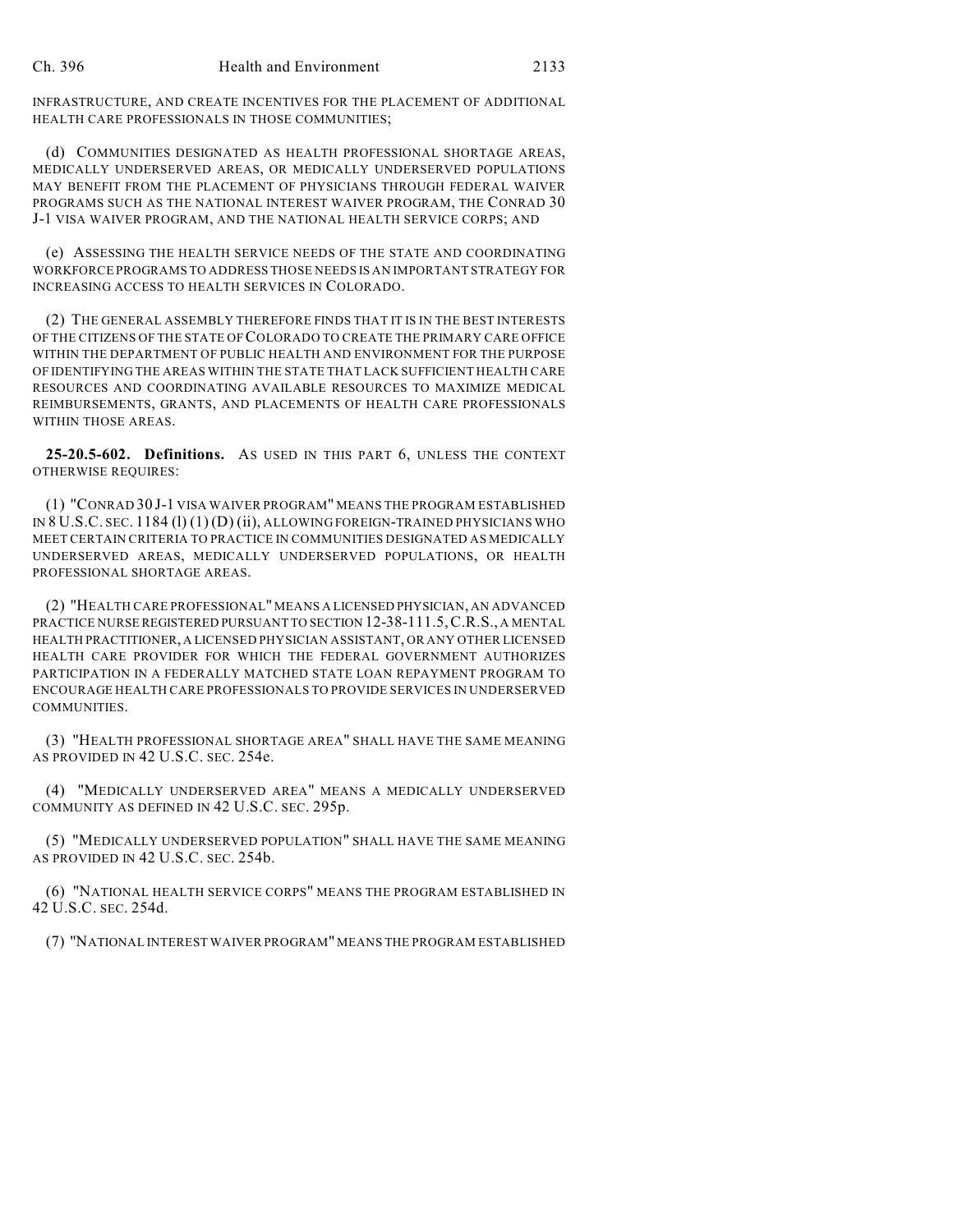INFRASTRUCTURE, AND CREATE INCENTIVES FOR THE PLACEMENT OF ADDITIONAL HEALTH CARE PROFESSIONALS IN THOSE COMMUNITIES;

(d) COMMUNITIES DESIGNATED AS HEALTH PROFESSIONAL SHORTAGE AREAS, MEDICALLY UNDERSERVED AREAS, OR MEDICALLY UNDERSERVED POPULATIONS MAY BENEFIT FROM THE PLACEMENT OF PHYSICIANS THROUGH FEDERAL WAIVER PROGRAMS SUCH AS THE NATIONAL INTEREST WAIVER PROGRAM, THE CONRAD 30 J-1 VISA WAIVER PROGRAM, AND THE NATIONAL HEALTH SERVICE CORPS; AND

(e) ASSESSING THE HEALTH SERVICE NEEDS OF THE STATE AND COORDINATING WORKFORCE PROGRAMS TO ADDRESS THOSE NEEDS IS AN IMPORTANT STRATEGY FOR INCREASING ACCESS TO HEALTH SERVICES IN COLORADO.

(2) THE GENERAL ASSEMBLY THEREFORE FINDS THAT IT IS IN THE BEST INTERESTS OF THE CITIZENS OF THE STATE OF COLORADO TO CREATE THE PRIMARY CARE OFFICE WITHIN THE DEPARTMENT OF PUBLIC HEALTH AND ENVIRONMENT FOR THE PURPOSE OF IDENTIFYING THE AREAS WITHIN THE STATE THAT LACK SUFFICIENT HEALTH CARE RESOURCES AND COORDINATING AVAILABLE RESOURCES TO MAXIMIZE MEDICAL REIMBURSEMENTS, GRANTS, AND PLACEMENTS OF HEALTH CARE PROFESSIONALS WITHIN THOSE AREAS.

**25-20.5-602. Definitions.** AS USED IN THIS PART 6, UNLESS THE CONTEXT OTHERWISE REQUIRES:

(1) "CONRAD 30 J-1 VISA WAIVER PROGRAM" MEANS THE PROGRAM ESTABLISHED IN 8 U.S.C. SEC. 1184 (l) (1) (D) (ii), ALLOWING FOREIGN-TRAINED PHYSICIANS WHO MEET CERTAIN CRITERIA TO PRACTICE IN COMMUNITIES DESIGNATED AS MEDICALLY UNDERSERVED AREAS, MEDICALLY UNDERSERVED POPULATIONS, OR HEALTH PROFESSIONAL SHORTAGE AREAS.

(2) "HEALTH CARE PROFESSIONAL" MEANS A LICENSED PHYSICIAN, AN ADVANCED PRACTICE NURSE REGISTERED PURSUANT TO SECTION 12-38-111.5, C.R.S., A MENTAL HEALTH PRACTITIONER, A LICENSED PHYSICIAN ASSISTANT, OR ANY OTHER LICENSED HEALTH CARE PROVIDER FOR WHICH THE FEDERAL GOVERNMENT AUTHORIZES PARTICIPATION IN A FEDERALLY MATCHED STATE LOAN REPAYMENT PROGRAM TO ENCOURAGE HEALTH CARE PROFESSIONALS TO PROVIDE SERVICES IN UNDERSERVED COMMUNITIES.

(3) "HEALTH PROFESSIONAL SHORTAGE AREA" SHALL HAVE THE SAME MEANING AS PROVIDED IN 42 U.S.C. SEC. 254e.

(4) "MEDICALLY UNDERSERVED AREA" MEANS A MEDICALLY UNDERSERVED COMMUNITY AS DEFINED IN 42 U.S.C. SEC. 295p.

(5) "MEDICALLY UNDERSERVED POPULATION" SHALL HAVE THE SAME MEANING AS PROVIDED IN 42 U.S.C. SEC. 254b.

(6) "NATIONAL HEALTH SERVICE CORPS" MEANS THE PROGRAM ESTABLISHED IN 42 U.S.C. SEC. 254d.

(7) "NATIONAL INTEREST WAIVER PROGRAM" MEANS THE PROGRAM ESTABLISHED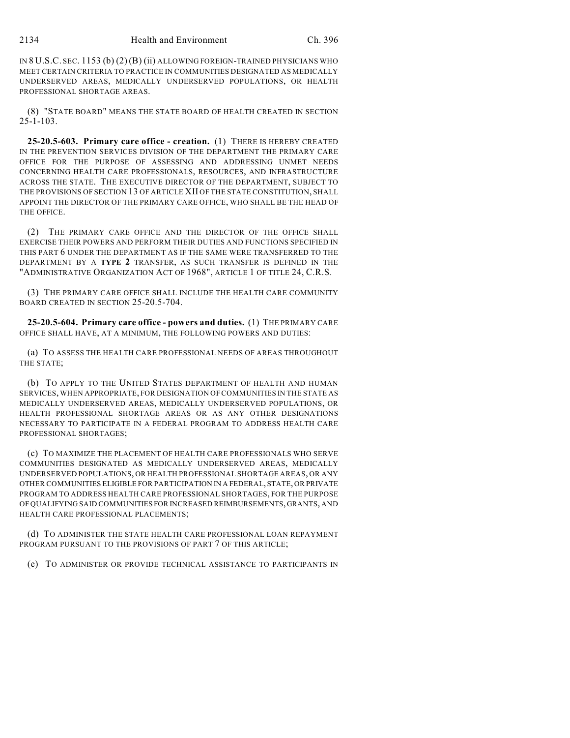IN 8 U.S.C. SEC. 1153 (b) (2) (B) (ii) ALLOWING FOREIGN-TRAINED PHYSICIANS WHO MEET CERTAIN CRITERIA TO PRACTICE IN COMMUNITIES DESIGNATED AS MEDICALLY UNDERSERVED AREAS, MEDICALLY UNDERSERVED POPULATIONS, OR HEALTH PROFESSIONAL SHORTAGE AREAS.

(8) "STATE BOARD" MEANS THE STATE BOARD OF HEALTH CREATED IN SECTION 25-1-103.

**25-20.5-603. Primary care office - creation.** (1) THERE IS HEREBY CREATED IN THE PREVENTION SERVICES DIVISION OF THE DEPARTMENT THE PRIMARY CARE OFFICE FOR THE PURPOSE OF ASSESSING AND ADDRESSING UNMET NEEDS CONCERNING HEALTH CARE PROFESSIONALS, RESOURCES, AND INFRASTRUCTURE ACROSS THE STATE. THE EXECUTIVE DIRECTOR OF THE DEPARTMENT, SUBJECT TO THE PROVISIONS OF SECTION 13 OF ARTICLE XII OF THE STATE CONSTITUTION, SHALL APPOINT THE DIRECTOR OF THE PRIMARY CARE OFFICE, WHO SHALL BE THE HEAD OF THE OFFICE.

(2) THE PRIMARY CARE OFFICE AND THE DIRECTOR OF THE OFFICE SHALL EXERCISE THEIR POWERS AND PERFORM THEIR DUTIES AND FUNCTIONS SPECIFIED IN THIS PART 6 UNDER THE DEPARTMENT AS IF THE SAME WERE TRANSFERRED TO THE DEPARTMENT BY A **TYPE 2** TRANSFER, AS SUCH TRANSFER IS DEFINED IN THE "ADMINISTRATIVE ORGANIZATION ACT OF 1968", ARTICLE 1 OF TITLE 24, C.R.S.

(3) THE PRIMARY CARE OFFICE SHALL INCLUDE THE HEALTH CARE COMMUNITY BOARD CREATED IN SECTION 25-20.5-704.

**25-20.5-604. Primary care office - powers and duties.** (1) THE PRIMARY CARE OFFICE SHALL HAVE, AT A MINIMUM, THE FOLLOWING POWERS AND DUTIES:

(a) TO ASSESS THE HEALTH CARE PROFESSIONAL NEEDS OF AREAS THROUGHOUT THE STATE;

(b) TO APPLY TO THE UNITED STATES DEPARTMENT OF HEALTH AND HUMAN SERVICES, WHEN APPROPRIATE, FOR DESIGNATION OF COMMUNITIES IN THE STATE AS MEDICALLY UNDERSERVED AREAS, MEDICALLY UNDERSERVED POPULATIONS, OR HEALTH PROFESSIONAL SHORTAGE AREAS OR AS ANY OTHER DESIGNATIONS NECESSARY TO PARTICIPATE IN A FEDERAL PROGRAM TO ADDRESS HEALTH CARE PROFESSIONAL SHORTAGES;

(c) TO MAXIMIZE THE PLACEMENT OF HEALTH CARE PROFESSIONALS WHO SERVE COMMUNITIES DESIGNATED AS MEDICALLY UNDERSERVED AREAS, MEDICALLY UNDERSERVED POPULATIONS, OR HEALTH PROFESSIONAL SHORTAGE AREAS, OR ANY OTHER COMMUNITIES ELIGIBLE FOR PARTICIPATION IN A FEDERAL, STATE, OR PRIVATE PROGRAM TO ADDRESS HEALTH CARE PROFESSIONAL SHORTAGES, FOR THE PURPOSE OF QUALIFYING SAID COMMUNITIES FOR INCREASED REIMBURSEMENTS, GRANTS, AND HEALTH CARE PROFESSIONAL PLACEMENTS;

(d) TO ADMINISTER THE STATE HEALTH CARE PROFESSIONAL LOAN REPAYMENT PROGRAM PURSUANT TO THE PROVISIONS OF PART 7 OF THIS ARTICLE;

(e) TO ADMINISTER OR PROVIDE TECHNICAL ASSISTANCE TO PARTICIPANTS IN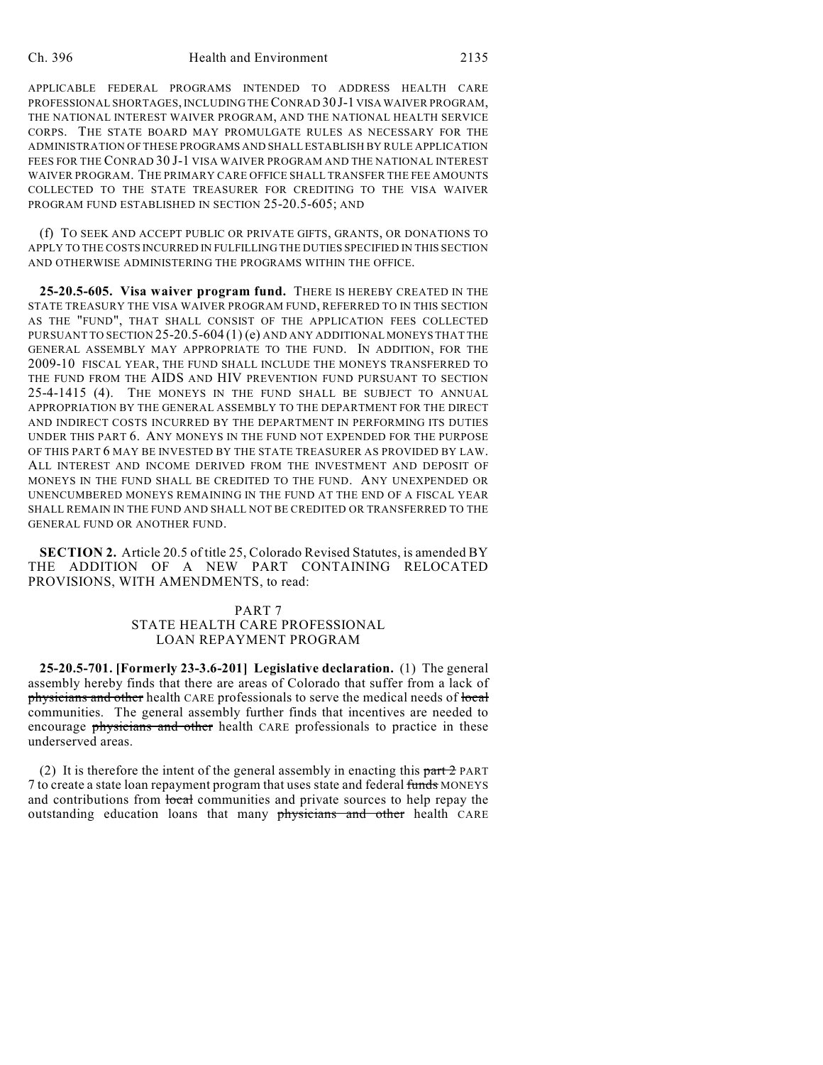APPLICABLE FEDERAL PROGRAMS INTENDED TO ADDRESS HEALTH CARE PROFESSIONAL SHORTAGES, INCLUDING THE CONRAD 30 J-1 VISA WAIVER PROGRAM, THE NATIONAL INTEREST WAIVER PROGRAM, AND THE NATIONAL HEALTH SERVICE CORPS. THE STATE BOARD MAY PROMULGATE RULES AS NECESSARY FOR THE ADMINISTRATION OF THESE PROGRAMS AND SHALL ESTABLISH BY RULE APPLICATION FEES FOR THE CONRAD 30 J-1 VISA WAIVER PROGRAM AND THE NATIONAL INTEREST WAIVER PROGRAM. THE PRIMARY CARE OFFICE SHALL TRANSFER THE FEE AMOUNTS COLLECTED TO THE STATE TREASURER FOR CREDITING TO THE VISA WAIVER PROGRAM FUND ESTABLISHED IN SECTION 25-20.5-605; AND

(f) TO SEEK AND ACCEPT PUBLIC OR PRIVATE GIFTS, GRANTS, OR DONATIONS TO APPLY TO THE COSTS INCURRED IN FULFILLING THE DUTIES SPECIFIED IN THIS SECTION AND OTHERWISE ADMINISTERING THE PROGRAMS WITHIN THE OFFICE.

**25-20.5-605. Visa waiver program fund.** THERE IS HEREBY CREATED IN THE STATE TREASURY THE VISA WAIVER PROGRAM FUND, REFERRED TO IN THIS SECTION AS THE "FUND", THAT SHALL CONSIST OF THE APPLICATION FEES COLLECTED PURSUANT TO SECTION 25-20.5-604 (1) (e) AND ANY ADDITIONAL MONEYS THAT THE GENERAL ASSEMBLY MAY APPROPRIATE TO THE FUND. IN ADDITION, FOR THE 2009-10 FISCAL YEAR, THE FUND SHALL INCLUDE THE MONEYS TRANSFERRED TO THE FUND FROM THE AIDS AND HIV PREVENTION FUND PURSUANT TO SECTION 25-4-1415 (4). THE MONEYS IN THE FUND SHALL BE SUBJECT TO ANNUAL APPROPRIATION BY THE GENERAL ASSEMBLY TO THE DEPARTMENT FOR THE DIRECT AND INDIRECT COSTS INCURRED BY THE DEPARTMENT IN PERFORMING ITS DUTIES UNDER THIS PART 6. ANY MONEYS IN THE FUND NOT EXPENDED FOR THE PURPOSE OF THIS PART 6 MAY BE INVESTED BY THE STATE TREASURER AS PROVIDED BY LAW. ALL INTEREST AND INCOME DERIVED FROM THE INVESTMENT AND DEPOSIT OF MONEYS IN THE FUND SHALL BE CREDITED TO THE FUND. ANY UNEXPENDED OR UNENCUMBERED MONEYS REMAINING IN THE FUND AT THE END OF A FISCAL YEAR SHALL REMAIN IN THE FUND AND SHALL NOT BE CREDITED OR TRANSFERRED TO THE GENERAL FUND OR ANOTHER FUND.

**SECTION 2.** Article 20.5 of title 25, Colorado Revised Statutes, is amended BY THE ADDITION OF A NEW PART CONTAINING RELOCATED PROVISIONS, WITH AMENDMENTS, to read:

PART 7
STATE HEALTH CARE PROFESSIONAL
LOAN REPAYMENT PROGRAM

**25-20.5-701. [Formerly 23-3.6-201] Legislative declaration.** (1) The general assembly hereby finds that there are areas of Colorado that suffer from a lack of ~~physicians and other~~ health CARE professionals to serve the medical needs of ~~local~~ communities. The general assembly further finds that incentives are needed to encourage ~~physicians and other~~ health CARE professionals to practice in these underserved areas.

(2) It is therefore the intent of the general assembly in enacting this ~~part 2~~ PART 7 to create a state loan repayment program that uses state and federal ~~funds~~ MONEYS and contributions from ~~local~~ communities and private sources to help repay the outstanding education loans that many ~~physicians and other~~ health CARE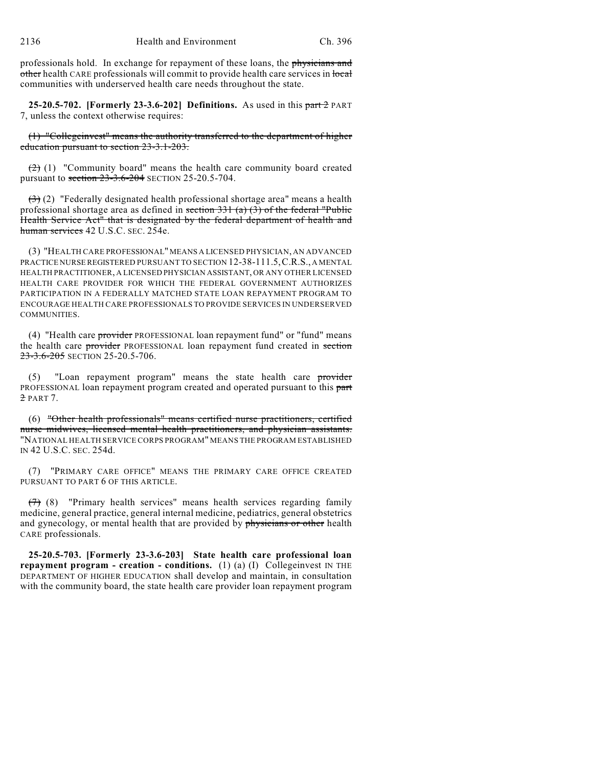professionals hold. In exchange for repayment of these loans, the ~~physicians and other~~ health CARE professionals will commit to provide health care services in ~~local~~ communities with underserved health care needs throughout the state.

**25-20.5-702. [Formerly 23-3.6-202] Definitions.** As used in this ~~part 2~~ PART 7, unless the context otherwise requires:

~~(1) "Collegeinvest" means the authority transferred to the department of higher education pursuant to section 23-3.1-203.~~

~~(2)~~ (1) "Community board" means the health care community board created pursuant to ~~section 23-3.6-204~~ SECTION 25-20.5-704.

~~(3)~~ (2) "Federally designated health professional shortage area" means a health professional shortage area as defined in ~~section 331 (a) (3) of the federal "Public Health Service Act" that is designated by the federal department of health and human services~~ 42 U.S.C. SEC. 254e.

(3) "HEALTH CARE PROFESSIONAL" MEANS A LICENSED PHYSICIAN, AN ADVANCED PRACTICE NURSE REGISTERED PURSUANT TO SECTION 12-38-111.5, C.R.S., A MENTAL HEALTH PRACTITIONER, A LICENSED PHYSICIAN ASSISTANT, OR ANY OTHER LICENSED HEALTH CARE PROVIDER FOR WHICH THE FEDERAL GOVERNMENT AUTHORIZES PARTICIPATION IN A FEDERALLY MATCHED STATE LOAN REPAYMENT PROGRAM TO ENCOURAGE HEALTH CARE PROFESSIONALS TO PROVIDE SERVICES IN UNDERSERVED COMMUNITIES.

(4) "Health care ~~provider~~ PROFESSIONAL loan repayment fund" or "fund" means the health care ~~provider~~ PROFESSIONAL loan repayment fund created in ~~section 23-3.6-205~~ SECTION 25-20.5-706.

(5) "Loan repayment program" means the state health care ~~provider~~ PROFESSIONAL loan repayment program created and operated pursuant to this ~~part 2~~ PART 7.

(6) ~~"Other health professionals" means certified nurse practitioners, certified nurse midwives, licensed mental health practitioners, and physician assistants.~~ "NATIONAL HEALTH SERVICE CORPS PROGRAM" MEANS THE PROGRAM ESTABLISHED IN 42 U.S.C. SEC. 254d.

(7) "PRIMARY CARE OFFICE" MEANS THE PRIMARY CARE OFFICE CREATED PURSUANT TO PART 6 OF THIS ARTICLE.

~~(7)~~ (8) "Primary health services" means health services regarding family medicine, general practice, general internal medicine, pediatrics, general obstetrics and gynecology, or mental health that are provided by ~~physicians or other~~ health CARE professionals.

**25-20.5-703. [Formerly 23-3.6-203] State health care professional loan repayment program - creation - conditions.** (1) (a) (I) Collegeinvest IN THE DEPARTMENT OF HIGHER EDUCATION shall develop and maintain, in consultation with the community board, the state health care provider loan repayment program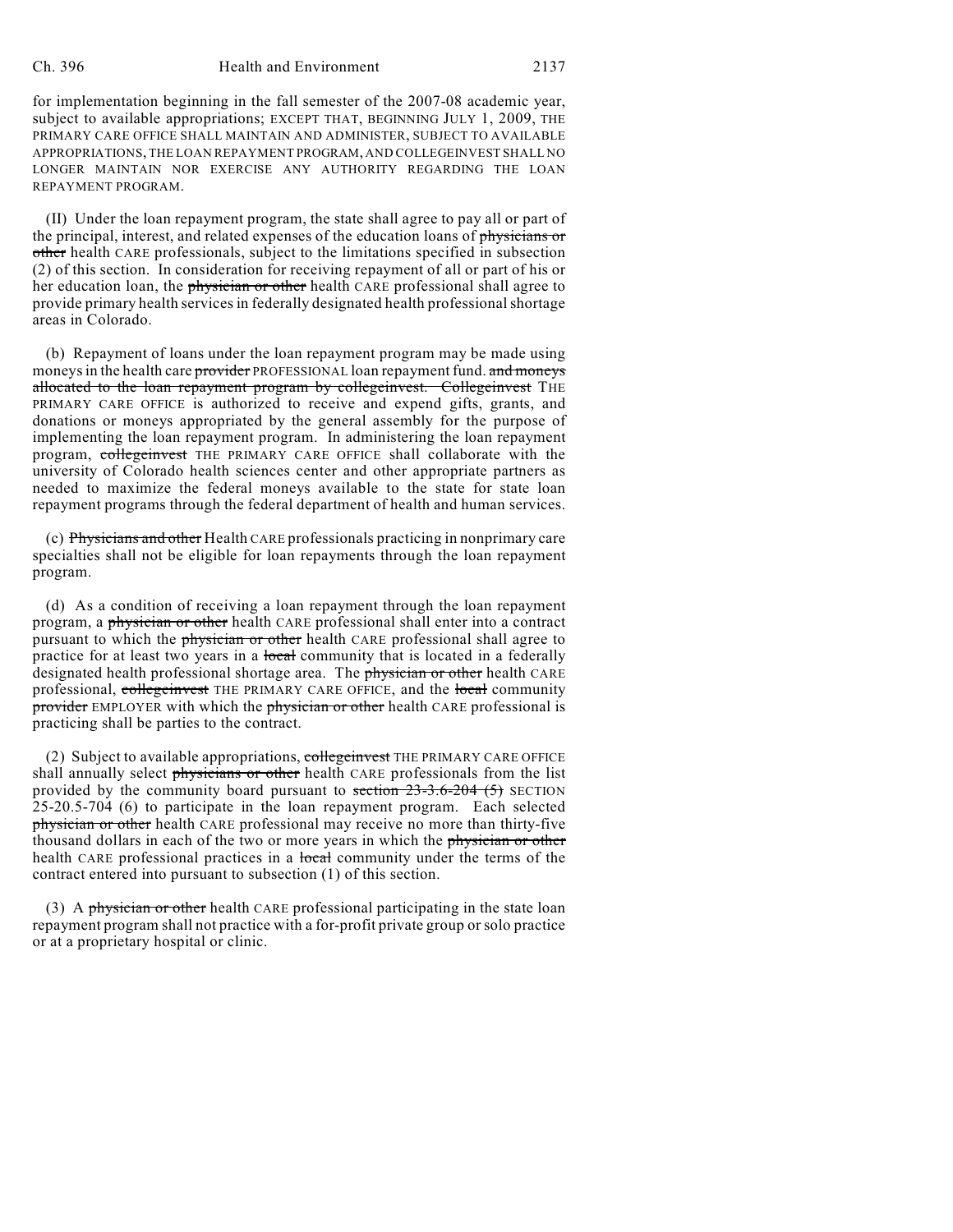for implementation beginning in the fall semester of the 2007-08 academic year, subject to available appropriations; EXCEPT THAT, BEGINNING JULY 1, 2009, THE PRIMARY CARE OFFICE SHALL MAINTAIN AND ADMINISTER, SUBJECT TO AVAILABLE APPROPRIATIONS, THE LOAN REPAYMENT PROGRAM, AND COLLEGEINVEST SHALL NO LONGER MAINTAIN NOR EXERCISE ANY AUTHORITY REGARDING THE LOAN REPAYMENT PROGRAM.

(II) Under the loan repayment program, the state shall agree to pay all or part of the principal, interest, and related expenses of the education loans of ~~physicians or other~~ health CARE professionals, subject to the limitations specified in subsection (2) of this section. In consideration for receiving repayment of all or part of his or her education loan, the ~~physician or other~~ health CARE professional shall agree to provide primary health services in federally designated health professional shortage areas in Colorado.

(b) Repayment of loans under the loan repayment program may be made using moneys in the health care ~~provider~~ PROFESSIONAL loan repayment fund. ~~and moneys allocated to the loan repayment program by collegeinvest. Collegeinvest~~ THE PRIMARY CARE OFFICE is authorized to receive and expend gifts, grants, and donations or moneys appropriated by the general assembly for the purpose of implementing the loan repayment program. In administering the loan repayment program, ~~collegeinvest~~ THE PRIMARY CARE OFFICE shall collaborate with the university of Colorado health sciences center and other appropriate partners as needed to maximize the federal moneys available to the state for state loan repayment programs through the federal department of health and human services.

(c) ~~Physicians and other~~ Health CARE professionals practicing in nonprimary care specialties shall not be eligible for loan repayments through the loan repayment program.

(d) As a condition of receiving a loan repayment through the loan repayment program, a ~~physician or other~~ health CARE professional shall enter into a contract pursuant to which the ~~physician or other~~ health CARE professional shall agree to practice for at least two years in a ~~local~~ community that is located in a federally designated health professional shortage area. The ~~physician or other~~ health CARE professional, ~~collegeinvest~~ THE PRIMARY CARE OFFICE, and the ~~local~~ community ~~provider~~ EMPLOYER with which the ~~physician or other~~ health CARE professional is practicing shall be parties to the contract.

(2) Subject to available appropriations, ~~collegeinvest~~ THE PRIMARY CARE OFFICE shall annually select ~~physicians or other~~ health CARE professionals from the list provided by the community board pursuant to ~~section 23-3.6-204 (5)~~ SECTION 25-20.5-704 (6) to participate in the loan repayment program. Each selected ~~physician or other~~ health CARE professional may receive no more than thirty-five thousand dollars in each of the two or more years in which the ~~physician or other~~ health CARE professional practices in a ~~local~~ community under the terms of the contract entered into pursuant to subsection (1) of this section.

(3) A ~~physician or other~~ health CARE professional participating in the state loan repayment program shall not practice with a for-profit private group or solo practice or at a proprietary hospital or clinic.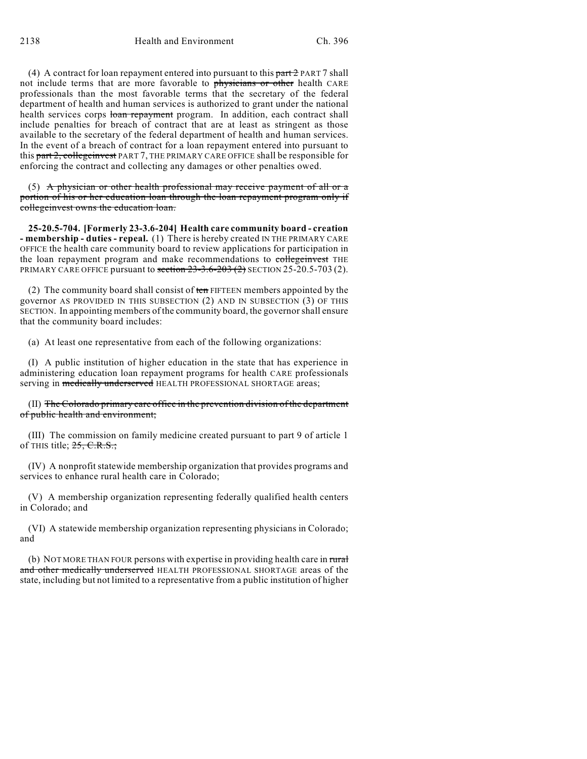(4) A contract for loan repayment entered into pursuant to this ~~part 2~~ PART 7 shall not include terms that are more favorable to ~~physicians or other~~ health CARE professionals than the most favorable terms that the secretary of the federal department of health and human services is authorized to grant under the national health services corps ~~loan repayment~~ program. In addition, each contract shall include penalties for breach of contract that are at least as stringent as those available to the secretary of the federal department of health and human services. In the event of a breach of contract for a loan repayment entered into pursuant to this ~~part 2, collegeinvest~~ PART 7, THE PRIMARY CARE OFFICE shall be responsible for enforcing the contract and collecting any damages or other penalties owed.

(5) ~~A physician or other health professional may receive payment of all or a portion of his or her education loan through the loan repayment program only if collegeinvest owns the education loan.~~

**25-20.5-704. [Formerly 23-3.6-204] Health care community board - creation - membership - duties - repeal.** (1) There is hereby created IN THE PRIMARY CARE OFFICE the health care community board to review applications for participation in the loan repayment program and make recommendations to ~~collegeinvest~~ THE PRIMARY CARE OFFICE pursuant to ~~section 23-3.6-203 (2)~~ SECTION 25-20.5-703 (2).

(2) The community board shall consist of ~~ten~~ FIFTEEN members appointed by the governor AS PROVIDED IN THIS SUBSECTION (2) AND IN SUBSECTION (3) OF THIS SECTION. In appointing members of the community board, the governor shall ensure that the community board includes:

(a) At least one representative from each of the following organizations:

(I) A public institution of higher education in the state that has experience in administering education loan repayment programs for health CARE professionals serving in ~~medically underserved~~ HEALTH PROFESSIONAL SHORTAGE areas;

(II) ~~The Colorado primary care office in the prevention division of the department of public health and environment;~~

(III) The commission on family medicine created pursuant to part 9 of article 1 of THIS title; ~~25, C.R.S.;~~

(IV) A nonprofit statewide membership organization that provides programs and services to enhance rural health care in Colorado;

(V) A membership organization representing federally qualified health centers in Colorado; and

(VI) A statewide membership organization representing physicians in Colorado; and

(b) NOT MORE THAN FOUR persons with expertise in providing health care in ~~rural and other medically underserved~~ HEALTH PROFESSIONAL SHORTAGE areas of the state, including but not limited to a representative from a public institution of higher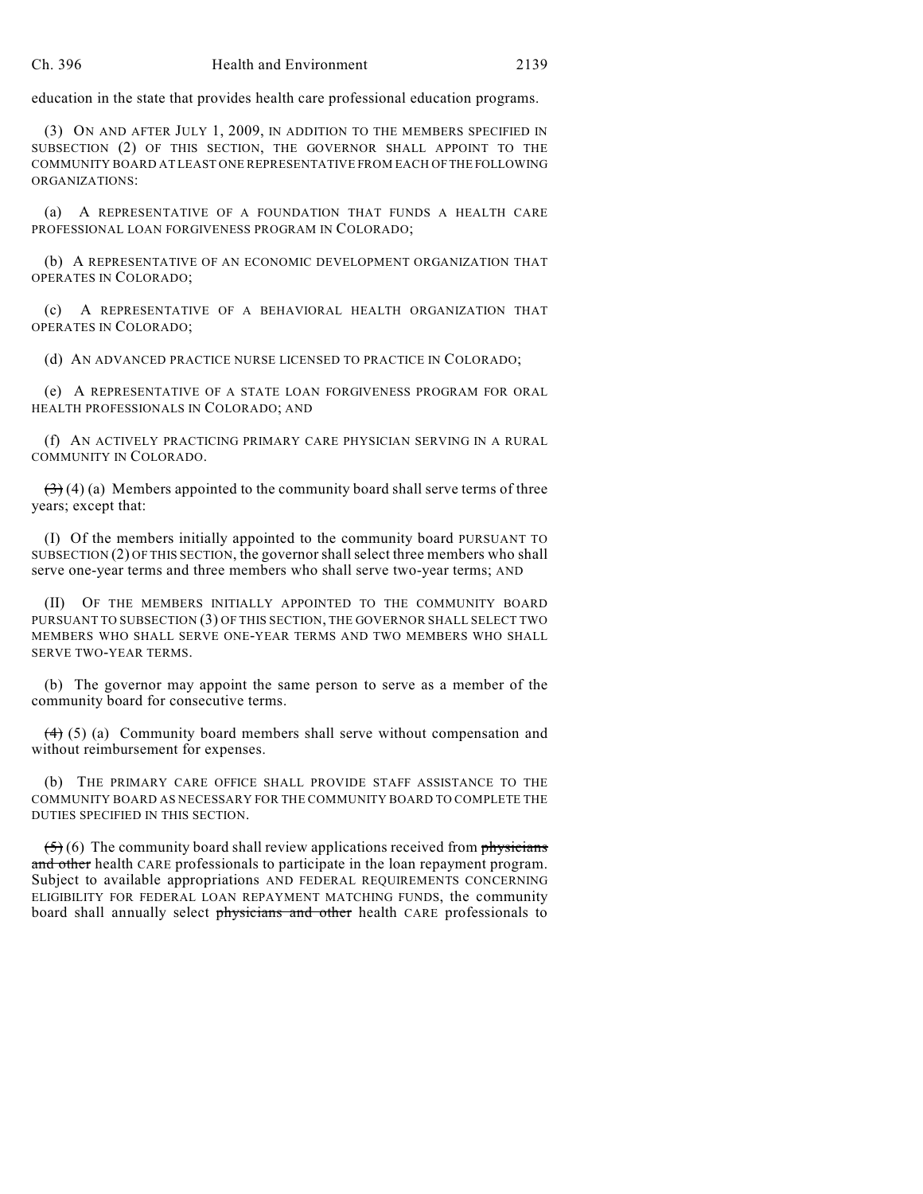education in the state that provides health care professional education programs.

(3) ON AND AFTER JULY 1, 2009, IN ADDITION TO THE MEMBERS SPECIFIED IN SUBSECTION (2) OF THIS SECTION, THE GOVERNOR SHALL APPOINT TO THE COMMUNITY BOARD AT LEAST ONE REPRESENTATIVE FROM EACH OF THE FOLLOWING ORGANIZATIONS:

(a) A REPRESENTATIVE OF A FOUNDATION THAT FUNDS A HEALTH CARE PROFESSIONAL LOAN FORGIVENESS PROGRAM IN COLORADO;

(b) A REPRESENTATIVE OF AN ECONOMIC DEVELOPMENT ORGANIZATION THAT OPERATES IN COLORADO;

(c) A REPRESENTATIVE OF A BEHAVIORAL HEALTH ORGANIZATION THAT OPERATES IN COLORADO;

(d) AN ADVANCED PRACTICE NURSE LICENSED TO PRACTICE IN COLORADO;

(e) A REPRESENTATIVE OF A STATE LOAN FORGIVENESS PROGRAM FOR ORAL HEALTH PROFESSIONALS IN COLORADO; AND

(f) AN ACTIVELY PRACTICING PRIMARY CARE PHYSICIAN SERVING IN A RURAL COMMUNITY IN COLORADO.

~~(3)~~ (4) (a) Members appointed to the community board shall serve terms of three years; except that:

(I) Of the members initially appointed to the community board PURSUANT TO SUBSECTION (2) OF THIS SECTION, the governor shall select three members who shall serve one-year terms and three members who shall serve two-year terms; AND

(II) OF THE MEMBERS INITIALLY APPOINTED TO THE COMMUNITY BOARD PURSUANT TO SUBSECTION (3) OF THIS SECTION, THE GOVERNOR SHALL SELECT TWO MEMBERS WHO SHALL SERVE ONE-YEAR TERMS AND TWO MEMBERS WHO SHALL SERVE TWO-YEAR TERMS.

(b) The governor may appoint the same person to serve as a member of the community board for consecutive terms.

~~(4)~~ (5) (a) Community board members shall serve without compensation and without reimbursement for expenses.

(b) THE PRIMARY CARE OFFICE SHALL PROVIDE STAFF ASSISTANCE TO THE COMMUNITY BOARD AS NECESSARY FOR THE COMMUNITY BOARD TO COMPLETE THE DUTIES SPECIFIED IN THIS SECTION.

~~(5)~~ (6) The community board shall review applications received from ~~physicians and other~~ health CARE professionals to participate in the loan repayment program. Subject to available appropriations AND FEDERAL REQUIREMENTS CONCERNING ELIGIBILITY FOR FEDERAL LOAN REPAYMENT MATCHING FUNDS, the community board shall annually select ~~physicians and other~~ health CARE professionals to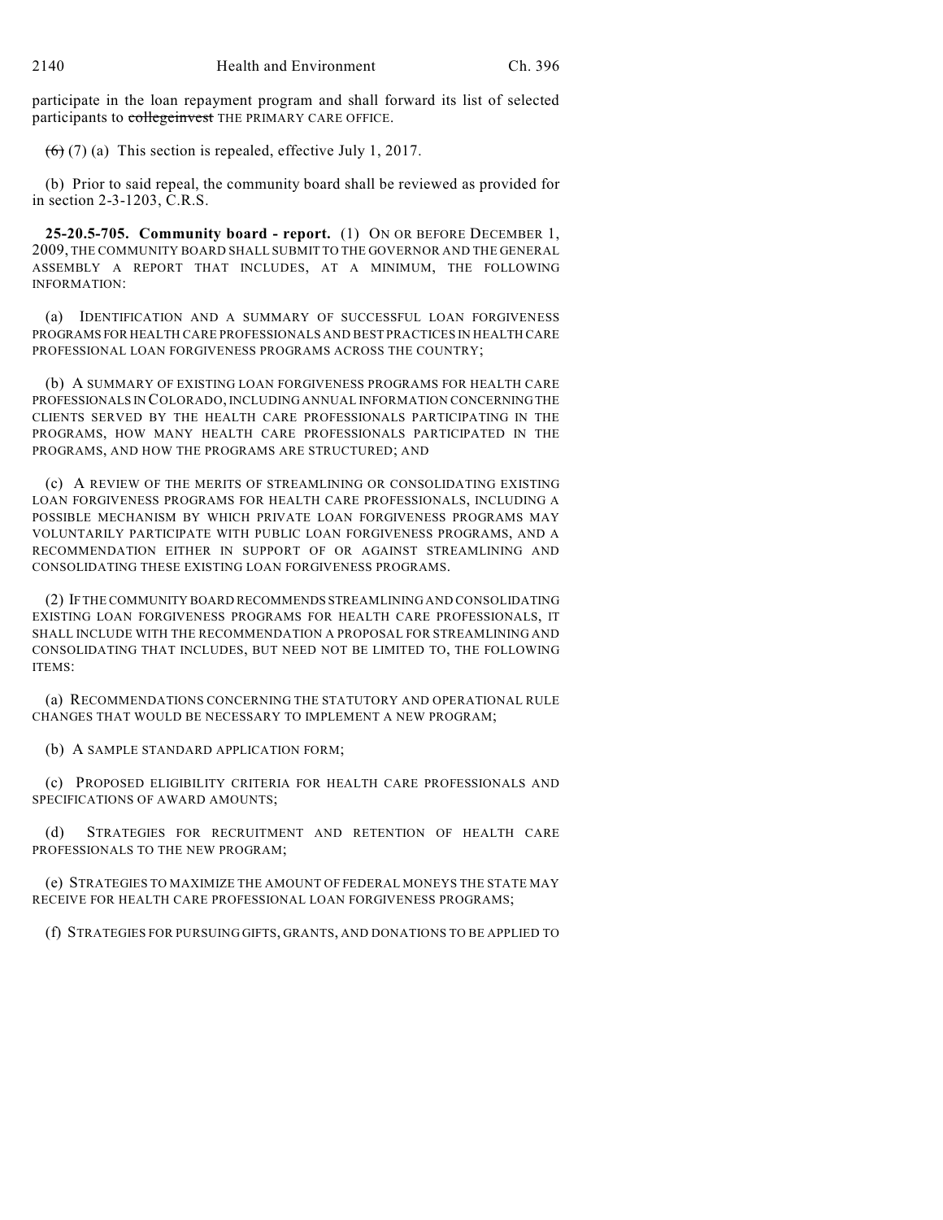participate in the loan repayment program and shall forward its list of selected participants to ~~collegeinvest~~ THE PRIMARY CARE OFFICE.

~~(6)~~ (7) (a) This section is repealed, effective July 1, 2017.

(b) Prior to said repeal, the community board shall be reviewed as provided for in section 2-3-1203, C.R.S.

**25-20.5-705. Community board - report.** (1) ON OR BEFORE DECEMBER 1, 2009, THE COMMUNITY BOARD SHALL SUBMIT TO THE GOVERNOR AND THE GENERAL ASSEMBLY A REPORT THAT INCLUDES, AT A MINIMUM, THE FOLLOWING INFORMATION:

(a) IDENTIFICATION AND A SUMMARY OF SUCCESSFUL LOAN FORGIVENESS PROGRAMS FOR HEALTH CARE PROFESSIONALS AND BEST PRACTICES IN HEALTH CARE PROFESSIONAL LOAN FORGIVENESS PROGRAMS ACROSS THE COUNTRY;

(b) A SUMMARY OF EXISTING LOAN FORGIVENESS PROGRAMS FOR HEALTH CARE PROFESSIONALS IN COLORADO, INCLUDING ANNUAL INFORMATION CONCERNING THE CLIENTS SERVED BY THE HEALTH CARE PROFESSIONALS PARTICIPATING IN THE PROGRAMS, HOW MANY HEALTH CARE PROFESSIONALS PARTICIPATED IN THE PROGRAMS, AND HOW THE PROGRAMS ARE STRUCTURED; AND

(c) A REVIEW OF THE MERITS OF STREAMLINING OR CONSOLIDATING EXISTING LOAN FORGIVENESS PROGRAMS FOR HEALTH CARE PROFESSIONALS, INCLUDING A POSSIBLE MECHANISM BY WHICH PRIVATE LOAN FORGIVENESS PROGRAMS MAY VOLUNTARILY PARTICIPATE WITH PUBLIC LOAN FORGIVENESS PROGRAMS, AND A RECOMMENDATION EITHER IN SUPPORT OF OR AGAINST STREAMLINING AND CONSOLIDATING THESE EXISTING LOAN FORGIVENESS PROGRAMS.

(2) IF THE COMMUNITY BOARD RECOMMENDS STREAMLINING AND CONSOLIDATING EXISTING LOAN FORGIVENESS PROGRAMS FOR HEALTH CARE PROFESSIONALS, IT SHALL INCLUDE WITH THE RECOMMENDATION A PROPOSAL FOR STREAMLINING AND CONSOLIDATING THAT INCLUDES, BUT NEED NOT BE LIMITED TO, THE FOLLOWING ITEMS:

(a) RECOMMENDATIONS CONCERNING THE STATUTORY AND OPERATIONAL RULE CHANGES THAT WOULD BE NECESSARY TO IMPLEMENT A NEW PROGRAM;

(b) A SAMPLE STANDARD APPLICATION FORM;

(c) PROPOSED ELIGIBILITY CRITERIA FOR HEALTH CARE PROFESSIONALS AND SPECIFICATIONS OF AWARD AMOUNTS;

(d) STRATEGIES FOR RECRUITMENT AND RETENTION OF HEALTH CARE PROFESSIONALS TO THE NEW PROGRAM;

(e) STRATEGIES TO MAXIMIZE THE AMOUNT OF FEDERAL MONEYS THE STATE MAY RECEIVE FOR HEALTH CARE PROFESSIONAL LOAN FORGIVENESS PROGRAMS;

(f) STRATEGIES FOR PURSUING GIFTS, GRANTS, AND DONATIONS TO BE APPLIED TO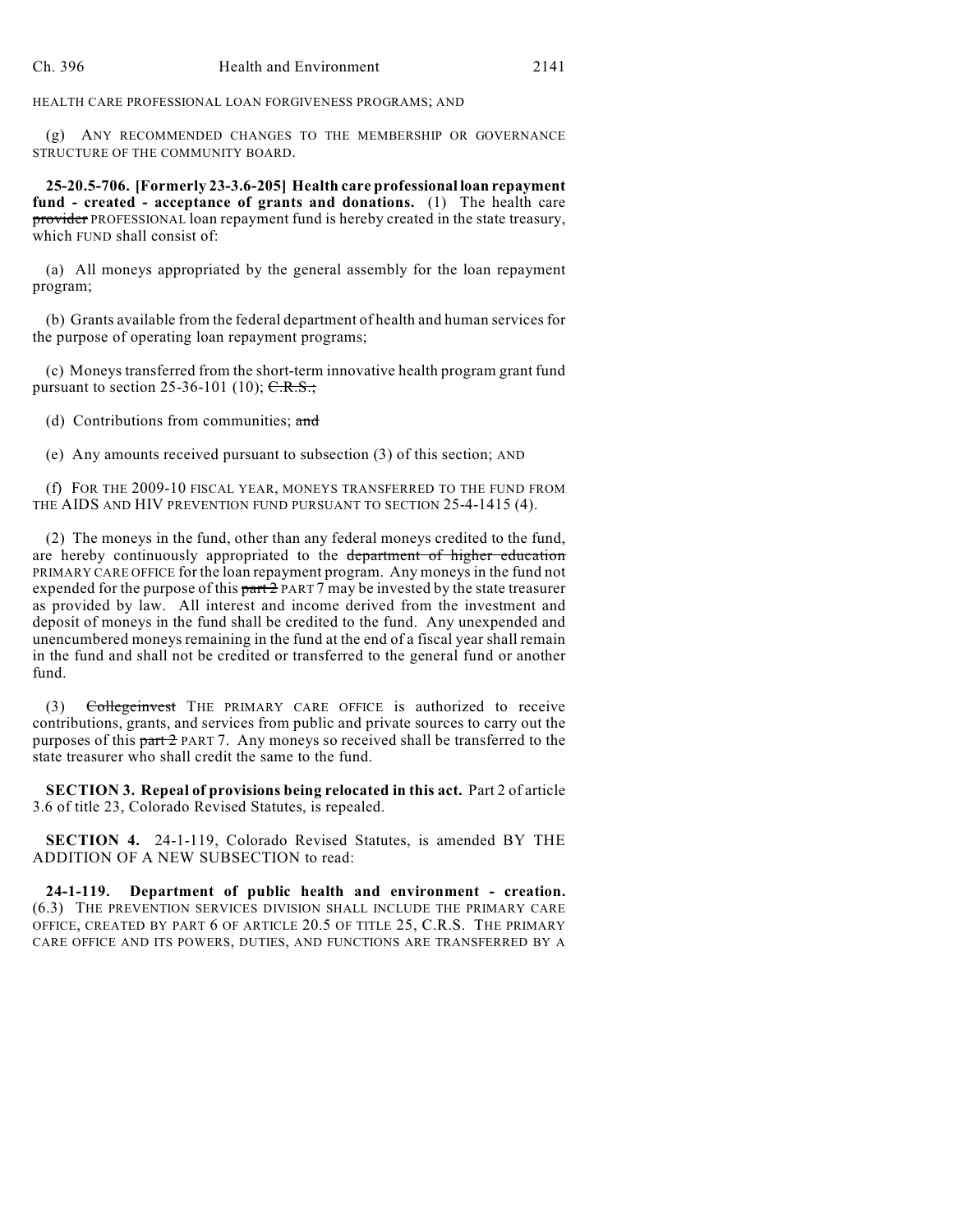HEALTH CARE PROFESSIONAL LOAN FORGIVENESS PROGRAMS; AND

(g) ANY RECOMMENDED CHANGES TO THE MEMBERSHIP OR GOVERNANCE STRUCTURE OF THE COMMUNITY BOARD.

**25-20.5-706. [Formerly 23-3.6-205] Health care professional loan repayment fund - created - acceptance of grants and donations.** (1) The health care ~~provider~~ PROFESSIONAL loan repayment fund is hereby created in the state treasury, which FUND shall consist of:

(a) All moneys appropriated by the general assembly for the loan repayment program;

(b) Grants available from the federal department of health and human services for the purpose of operating loan repayment programs;

(c) Moneys transferred from the short-term innovative health program grant fund pursuant to section 25-36-101 (10); ~~C.R.S.;~~

(d) Contributions from communities; ~~and~~

(e) Any amounts received pursuant to subsection (3) of this section; AND

(f) FOR THE 2009-10 FISCAL YEAR, MONEYS TRANSFERRED TO THE FUND FROM THE AIDS AND HIV PREVENTION FUND PURSUANT TO SECTION 25-4-1415 (4).

(2) The moneys in the fund, other than any federal moneys credited to the fund, are hereby continuously appropriated to the ~~department of higher education~~ PRIMARY CARE OFFICE for the loan repayment program. Any moneys in the fund not expended for the purpose of this ~~part 2~~ PART 7 may be invested by the state treasurer as provided by law. All interest and income derived from the investment and deposit of moneys in the fund shall be credited to the fund. Any unexpended and unencumbered moneys remaining in the fund at the end of a fiscal year shall remain in the fund and shall not be credited or transferred to the general fund or another fund.

(3) ~~Collegeinvest~~ THE PRIMARY CARE OFFICE is authorized to receive contributions, grants, and services from public and private sources to carry out the purposes of this ~~part 2~~ PART 7. Any moneys so received shall be transferred to the state treasurer who shall credit the same to the fund.

**SECTION 3. Repeal of provisions being relocated in this act.** Part 2 of article 3.6 of title 23, Colorado Revised Statutes, is repealed.

**SECTION 4.** 24-1-119, Colorado Revised Statutes, is amended BY THE ADDITION OF A NEW SUBSECTION to read:

**24-1-119. Department of public health and environment - creation.** (6.3) THE PREVENTION SERVICES DIVISION SHALL INCLUDE THE PRIMARY CARE OFFICE, CREATED BY PART 6 OF ARTICLE 20.5 OF TITLE 25, C.R.S. THE PRIMARY CARE OFFICE AND ITS POWERS, DUTIES, AND FUNCTIONS ARE TRANSFERRED BY A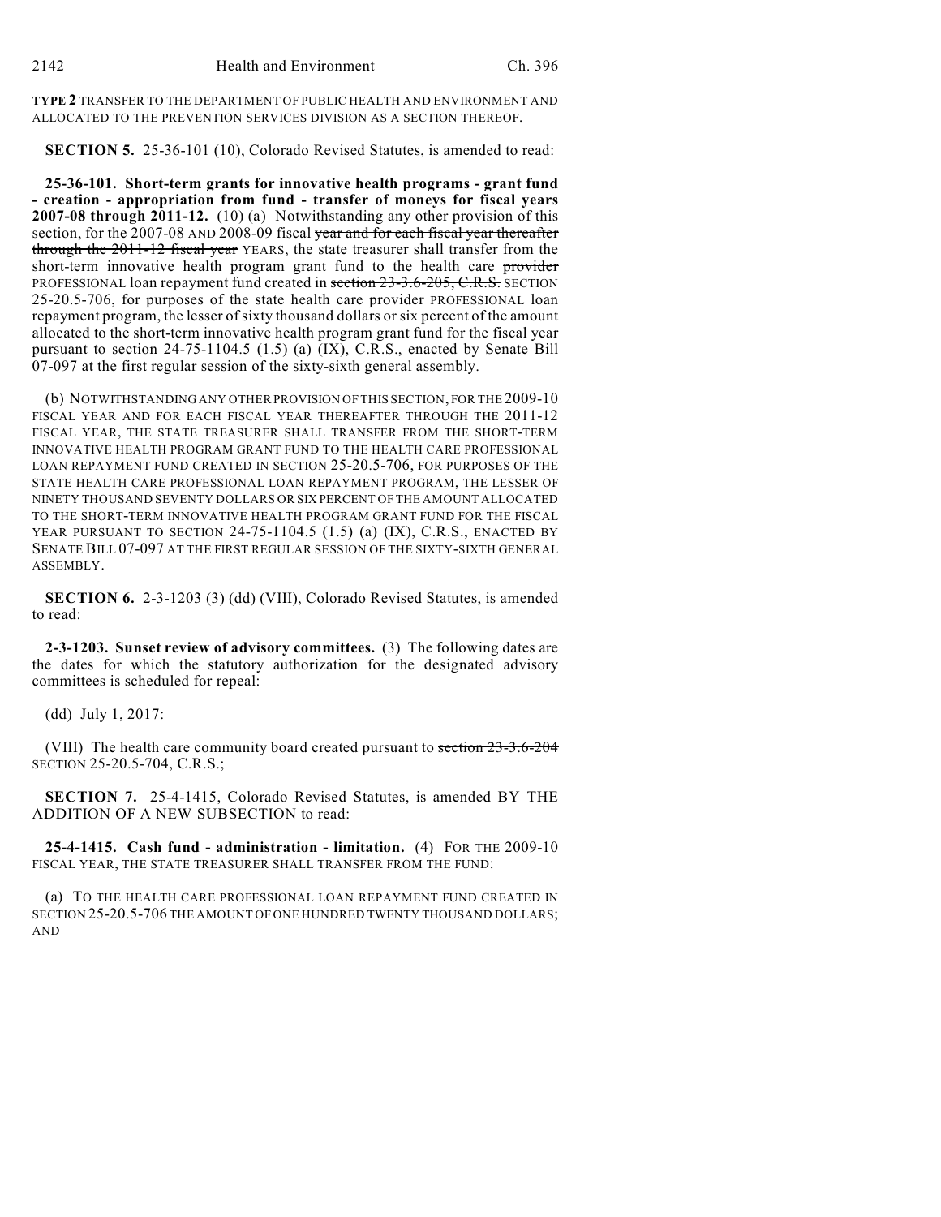**TYPE 2** TRANSFER TO THE DEPARTMENT OF PUBLIC HEALTH AND ENVIRONMENT AND ALLOCATED TO THE PREVENTION SERVICES DIVISION AS A SECTION THEREOF.

**SECTION 5.** 25-36-101 (10), Colorado Revised Statutes, is amended to read:

**25-36-101. Short-term grants for innovative health programs - grant fund - creation - appropriation from fund - transfer of moneys for fiscal years 2007-08 through 2011-12.** (10) (a) Notwithstanding any other provision of this section, for the 2007-08 AND 2008-09 fiscal ~~year and for each fiscal year thereafter through the 2011-12 fiscal year~~ YEARS, the state treasurer shall transfer from the short-term innovative health program grant fund to the health care ~~provider~~ PROFESSIONAL loan repayment fund created in ~~section 23-3.6-205, C.R.S.~~ SECTION 25-20.5-706, for purposes of the state health care ~~provider~~ PROFESSIONAL loan repayment program, the lesser of sixty thousand dollars or six percent of the amount allocated to the short-term innovative health program grant fund for the fiscal year pursuant to section 24-75-1104.5 (1.5) (a) (IX), C.R.S., enacted by Senate Bill 07-097 at the first regular session of the sixty-sixth general assembly.

(b) NOTWITHSTANDING ANY OTHER PROVISION OF THIS SECTION, FOR THE 2009-10 FISCAL YEAR AND FOR EACH FISCAL YEAR THEREAFTER THROUGH THE 2011-12 FISCAL YEAR, THE STATE TREASURER SHALL TRANSFER FROM THE SHORT-TERM INNOVATIVE HEALTH PROGRAM GRANT FUND TO THE HEALTH CARE PROFESSIONAL LOAN REPAYMENT FUND CREATED IN SECTION 25-20.5-706, FOR PURPOSES OF THE STATE HEALTH CARE PROFESSIONAL LOAN REPAYMENT PROGRAM, THE LESSER OF NINETY THOUSAND SEVENTY DOLLARS OR SIX PERCENT OF THE AMOUNT ALLOCATED TO THE SHORT-TERM INNOVATIVE HEALTH PROGRAM GRANT FUND FOR THE FISCAL YEAR PURSUANT TO SECTION 24-75-1104.5 (1.5) (a) (IX), C.R.S., ENACTED BY SENATE BILL 07-097 AT THE FIRST REGULAR SESSION OF THE SIXTY-SIXTH GENERAL ASSEMBLY.

**SECTION 6.** 2-3-1203 (3) (dd) (VIII), Colorado Revised Statutes, is amended to read:

**2-3-1203. Sunset review of advisory committees.** (3) The following dates are the dates for which the statutory authorization for the designated advisory committees is scheduled for repeal:

(dd) July 1, 2017:

(VIII) The health care community board created pursuant to ~~section 23-3.6-204~~ SECTION 25-20.5-704, C.R.S.;

**SECTION 7.** 25-4-1415, Colorado Revised Statutes, is amended BY THE ADDITION OF A NEW SUBSECTION to read:

**25-4-1415. Cash fund - administration - limitation.** (4) FOR THE 2009-10 FISCAL YEAR, THE STATE TREASURER SHALL TRANSFER FROM THE FUND:

(a) TO THE HEALTH CARE PROFESSIONAL LOAN REPAYMENT FUND CREATED IN SECTION 25-20.5-706 THE AMOUNT OF ONE HUNDRED TWENTY THOUSAND DOLLARS; AND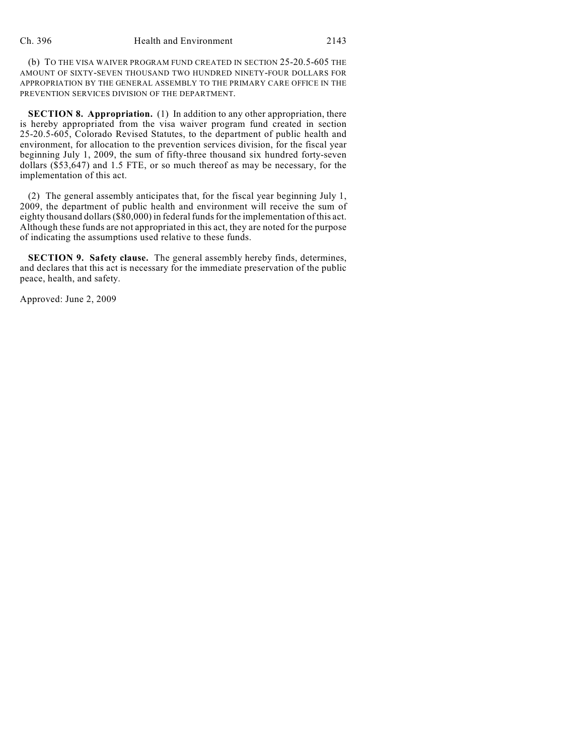(b) TO THE VISA WAIVER PROGRAM FUND CREATED IN SECTION 25-20.5-605 THE AMOUNT OF SIXTY-SEVEN THOUSAND TWO HUNDRED NINETY-FOUR DOLLARS FOR APPROPRIATION BY THE GENERAL ASSEMBLY TO THE PRIMARY CARE OFFICE IN THE PREVENTION SERVICES DIVISION OF THE DEPARTMENT.

**SECTION 8. Appropriation.** (1) In addition to any other appropriation, there is hereby appropriated from the visa waiver program fund created in section 25-20.5-605, Colorado Revised Statutes, to the department of public health and environment, for allocation to the prevention services division, for the fiscal year beginning July 1, 2009, the sum of fifty-three thousand six hundred forty-seven dollars ($53,647) and 1.5 FTE, or so much thereof as may be necessary, for the implementation of this act.

(2) The general assembly anticipates that, for the fiscal year beginning July 1, 2009, the department of public health and environment will receive the sum of eighty thousand dollars ($80,000) in federal funds for the implementation of this act. Although these funds are not appropriated in this act, they are noted for the purpose of indicating the assumptions used relative to these funds.

**SECTION 9. Safety clause.** The general assembly hereby finds, determines, and declares that this act is necessary for the immediate preservation of the public peace, health, and safety.

Approved: June 2, 2009